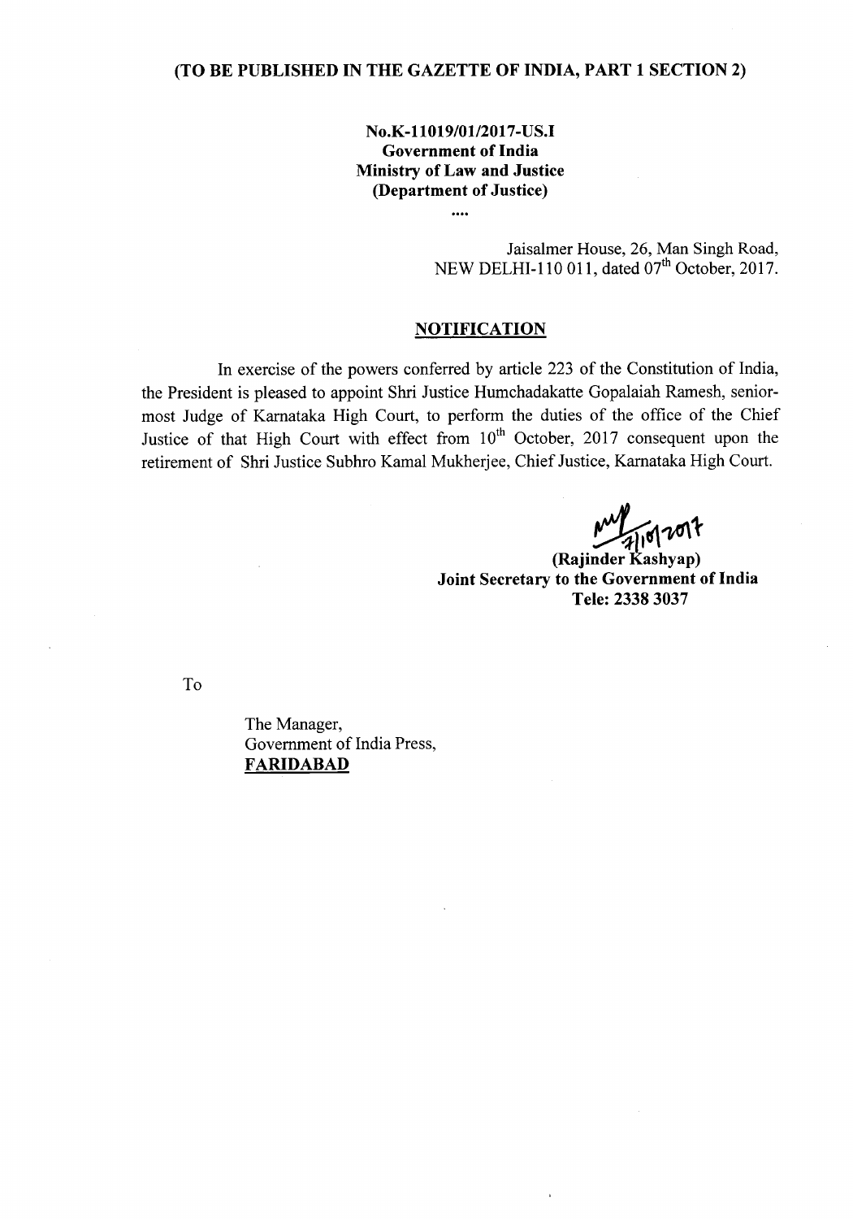**(TO BE PUBLISHED IN THE GAZETTE OF INDIA, PART 1 SECTION 2)**

**No.K-11019/01/2017-US.I**
**Government of India**
**Ministry of Law and Justice**
**(Department of Justice)**

....

Jaisalmer House, 26, Man Singh Road,
NEW DELHI-110 011, dated 07th October, 2017.

## NOTIFICATION

In exercise of the powers conferred by article 223 of the Constitution of India, the President is pleased to appoint Shri Justice Humchadakatte Gopalaiah Ramesh, senior-most Judge of Karnataka High Court, to perform the duties of the office of the Chief Justice of that High Court with effect from 10th October, 2017 consequent upon the retirement of Shri Justice Subhro Kamal Mukherjee, Chief Justice, Karnataka High Court.

7/10/2017

**(Rajinder Kashyap)**
**Joint Secretary to the Government of India**
**Tele: 2338 3037**

To

The Manager,
Government of India Press,
**FARIDABAD**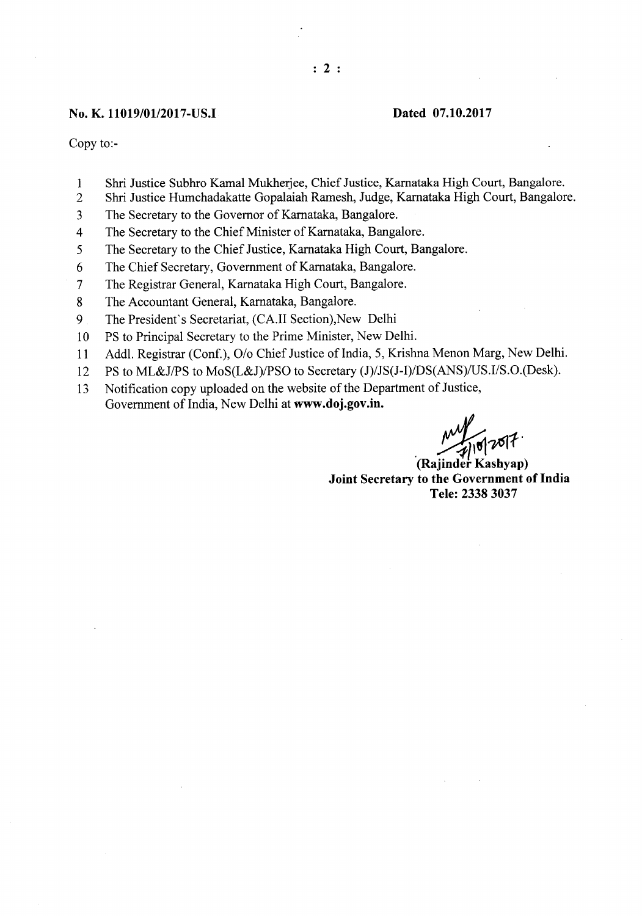**No. K. 11019/01/2017-US.I** **Dated 07.10.2017**

Copy to:-

1. Shri Justice Subhro Kamal Mukherjee, Chief Justice, Karnataka High Court, Bangalore.
2. Shri Justice Humchadakatte Gopalaiah Ramesh, Judge, Karnataka High Court, Bangalore.
3. The Secretary to the Governor of Karnataka, Bangalore.
4. The Secretary to the Chief Minister of Karnataka, Bangalore.
5. The Secretary to the Chief Justice, Karnataka High Court, Bangalore.
6. The Chief Secretary, Government of Karnataka, Bangalore.
7. The Registrar General, Karnataka High Court, Bangalore.
8. The Accountant General, Karnataka, Bangalore.
9. The President's Secretariat, (CA.II Section),New Delhi
10. PS to Principal Secretary to the Prime Minister, New Delhi.
11. Addl. Registrar (Conf.), O/o Chief Justice of India, 5, Krishna Menon Marg, New Delhi.
12. PS to ML&J/PS to MoS(L&J)/PSO to Secretary (J)/JS(J-I)/DS(ANS)/US.I/S.O.(Desk).
13. Notification copy uploaded on the website of the Department of Justice, Government of India, New Delhi at **www.doj.gov.in.**

7/10/2017.

**(Rajinder Kashyap)**
**Joint Secretary to the Government of India**
**Tele: 2338 3037**